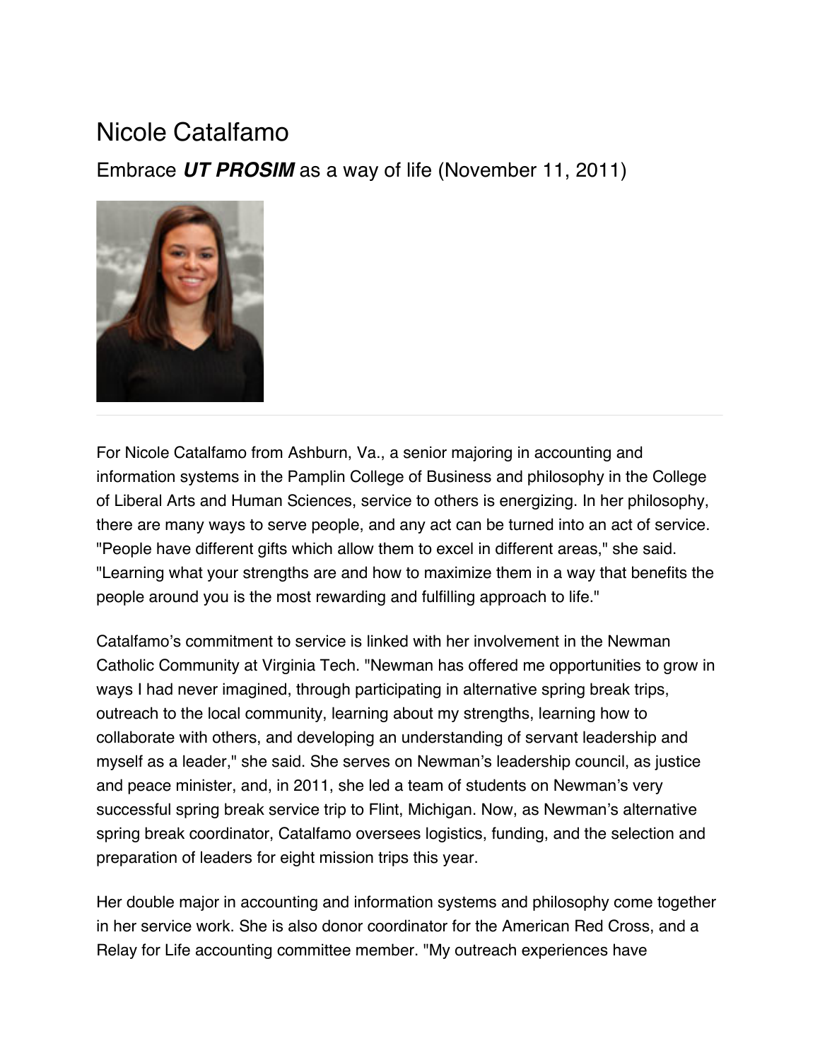# Nicole Catalfamo

## Embrace ***UT PROSIM*** as a way of life (November 11, 2011)

---

For Nicole Catalfamo from Ashburn, Va., a senior majoring in accounting and information systems in the Pamplin College of Business and philosophy in the College of Liberal Arts and Human Sciences, service to others is energizing. In her philosophy, there are many ways to serve people, and any act can be turned into an act of service. "People have different gifts which allow them to excel in different areas," she said. "Learning what your strengths are and how to maximize them in a way that benefits the people around you is the most rewarding and fulfilling approach to life."

Catalfamo's commitment to service is linked with her involvement in the Newman Catholic Community at Virginia Tech. "Newman has offered me opportunities to grow in ways I had never imagined, through participating in alternative spring break trips, outreach to the local community, learning about my strengths, learning how to collaborate with others, and developing an understanding of servant leadership and myself as a leader," she said. She serves on Newman's leadership council, as justice and peace minister, and, in 2011, she led a team of students on Newman's very successful spring break service trip to Flint, Michigan. Now, as Newman's alternative spring break coordinator, Catalfamo oversees logistics, funding, and the selection and preparation of leaders for eight mission trips this year.

Her double major in accounting and information systems and philosophy come together in her service work. She is also donor coordinator for the American Red Cross, and a Relay for Life accounting committee member. "My outreach experiences have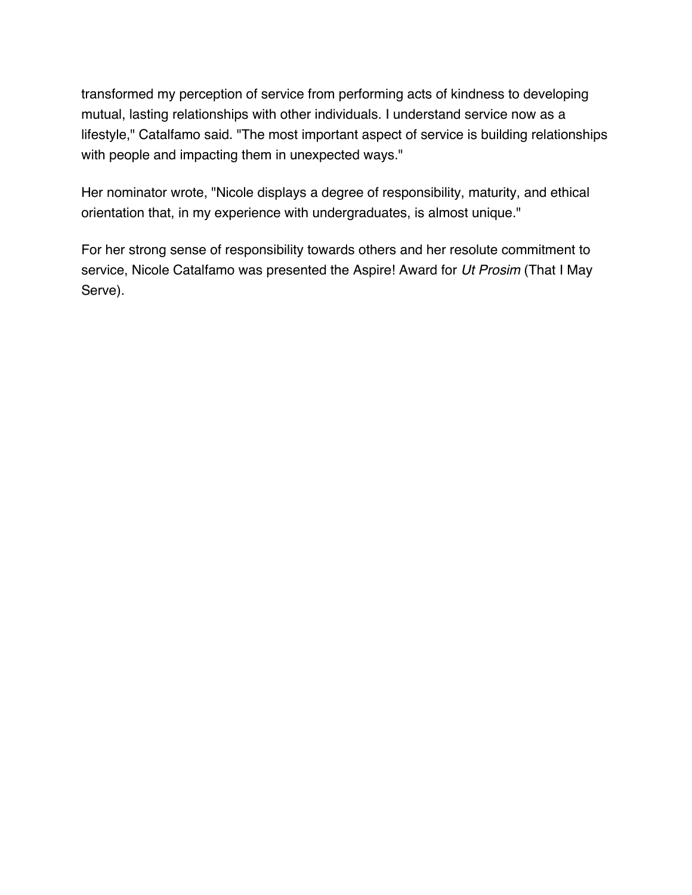transformed my perception of service from performing acts of kindness to developing mutual, lasting relationships with other individuals. I understand service now as a lifestyle," Catalfamo said. "The most important aspect of service is building relationships with people and impacting them in unexpected ways."

Her nominator wrote, "Nicole displays a degree of responsibility, maturity, and ethical orientation that, in my experience with undergraduates, is almost unique."

For her strong sense of responsibility towards others and her resolute commitment to service, Nicole Catalfamo was presented the Aspire! Award for *Ut Prosim* (That I May Serve).